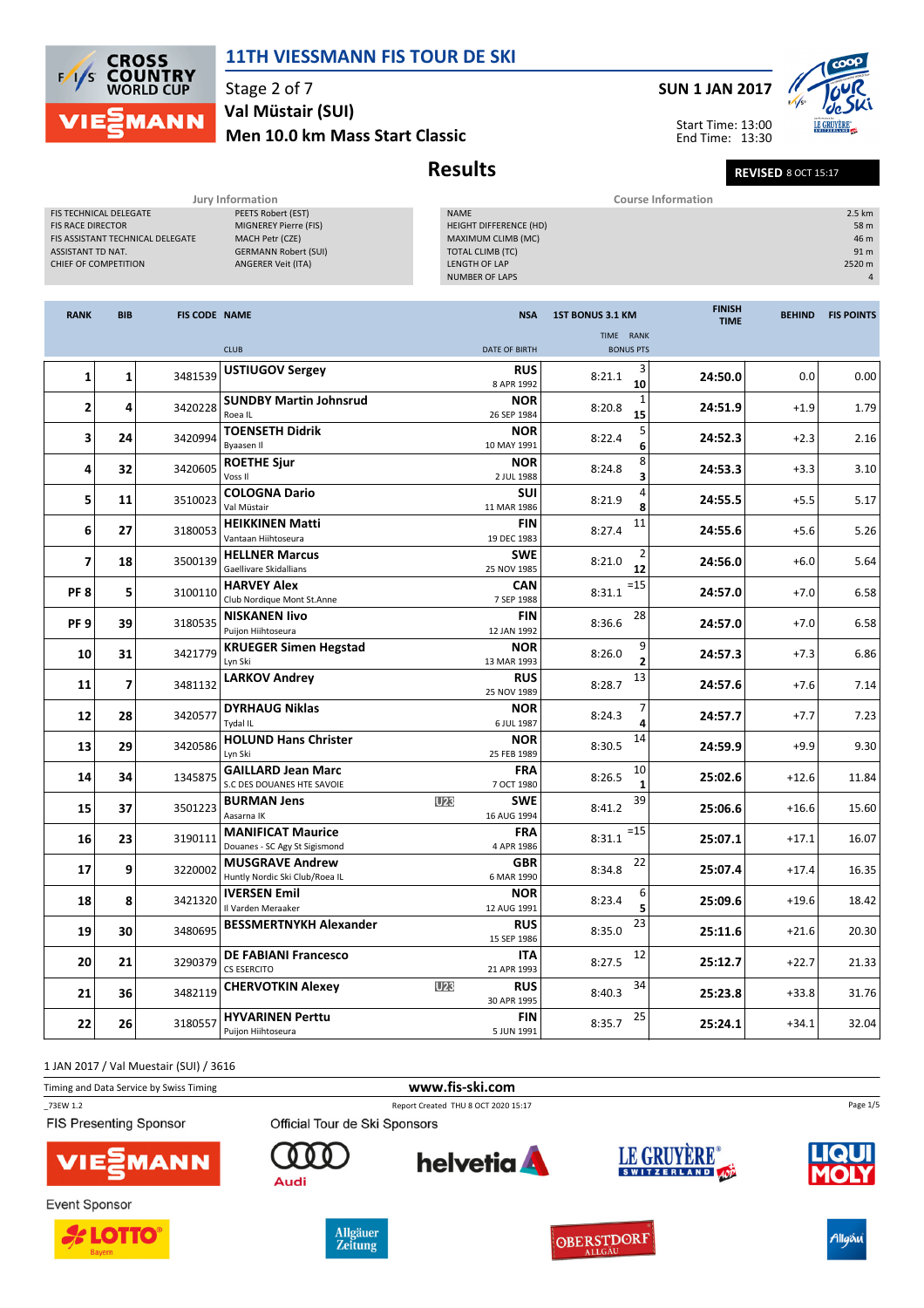# 11TH VIESSMANN FIS TOUR DE SKI

Stage 2 of 7

**Val Müstair (SUI)**

**Men 10.0 km Mass Start Classic**

**SUN 1 JAN 2017**

Start Time: 13:00
End Time: 13:30

## Results

**REVISED** 8 OCT 15:17

### Jury Information

| | |
|---|---|
| FIS TECHNICAL DELEGATE | PEETS Robert (EST) |
| FIS RACE DIRECTOR | MIGNEREY Pierre (FIS) |
| FIS ASSISTANT TECHNICAL DELEGATE | MACH Petr (CZE) |
| ASSISTANT TD NAT. | GERMANN Robert (SUI) |
| CHIEF OF COMPETITION | ANGERER Veit (ITA) |

### Course Information

| | |
|---|---|
| NAME | 2.5 km |
| HEIGHT DIFFERENCE (HD) | 58 m |
| MAXIMUM CLIMB (MC) | 46 m |
| TOTAL CLIMB (TC) | 91 m |
| LENGTH OF LAP | 2520 m |
| NUMBER OF LAPS | 4 |

| RANK | BIB | FIS CODE | NAME / CLUB | | NSA / DATE OF BIRTH | 1ST BONUS 3.1 KM TIME | RANK / BONUS PTS | FINISH TIME | BEHIND | FIS POINTS |
|---|---|---|---|---|---|---|---|---|---|---|
| 1 | 1 | 3481539 | **USTIUGOV Sergey** | | **RUS** 8 APR 1992 | 8:21.1 | 3 / **10** | **24:50.0** | 0.0 | 0.00 |
| 2 | 4 | 3420228 | **SUNDBY Martin Johnsrud** Roea IL | | **NOR** 26 SEP 1984 | 8:20.8 | 1 / **15** | **24:51.9** | +1.9 | 1.79 |
| 3 | 24 | 3420994 | **TOENSETH Didrik** Byaasen Il | | **NOR** 10 MAY 1991 | 8:22.4 | 5 / **6** | **24:52.3** | +2.3 | 2.16 |
| 4 | 32 | 3420605 | **ROETHE Sjur** Voss Il | | **NOR** 2 JUL 1988 | 8:24.8 | 8 / **3** | **24:53.3** | +3.3 | 3.10 |
| 5 | 11 | 3510023 | **COLOGNA Dario** Val Müstair | | **SUI** 11 MAR 1986 | 8:21.9 | 4 / **8** | **24:55.5** | +5.5 | 5.17 |
| 6 | 27 | 3180053 | **HEIKKINEN Matti** Vantaan Hiihtoseura | | **FIN** 19 DEC 1983 | 8:27.4 | 11 | **24:55.6** | +5.6 | 5.26 |
| 7 | 18 | 3500139 | **HELLNER Marcus** Gaellivare Skidallians | | **SWE** 25 NOV 1985 | 8:21.0 | 2 / **12** | **24:56.0** | +6.0 | 5.64 |
| PF 8 | 5 | 3100110 | **HARVEY Alex** Club Nordique Mont St.Anne | | **CAN** 7 SEP 1988 | 8:31.1 | =15 | **24:57.0** | +7.0 | 6.58 |
| PF 9 | 39 | 3180535 | **NISKANEN Iivo** Puijon Hiihtoseura | | **FIN** 12 JAN 1992 | 8:36.6 | 28 | **24:57.0** | +7.0 | 6.58 |
| 10 | 31 | 3421779 | **KRUEGER Simen Hegstad** Lyn Ski | | **NOR** 13 MAR 1993 | 8:26.0 | 9 / **2** | **24:57.3** | +7.3 | 6.86 |
| 11 | 7 | 3481132 | **LARKOV Andrey** | | **RUS** 25 NOV 1989 | 8:28.7 | 13 | **24:57.6** | +7.6 | 7.14 |
| 12 | 28 | 3420577 | **DYRHAUG Niklas** Tydal IL | | **NOR** 6 JUL 1987 | 8:24.3 | 7 / **4** | **24:57.7** | +7.7 | 7.23 |
| 13 | 29 | 3420586 | **HOLUND Hans Christer** Lyn Ski | | **NOR** 25 FEB 1989 | 8:30.5 | 14 | **24:59.9** | +9.9 | 9.30 |
| 14 | 34 | 1345875 | **GAILLARD Jean Marc** S.C DES DOUANES HTE SAVOIE | | **FRA** 7 OCT 1980 | 8:26.5 | 10 / **1** | **25:02.6** | +12.6 | 11.84 |
| 15 | 37 | 3501223 | **BURMAN Jens** Aasarna IK | U23 | **SWE** 16 AUG 1994 | 8:41.2 | 39 | **25:06.6** | +16.6 | 15.60 |
| 16 | 23 | 3190111 | **MANIFICAT Maurice** Douanes - SC Agy St Sigismond | | **FRA** 4 APR 1986 | 8:31.1 | =15 | **25:07.1** | +17.1 | 16.07 |
| 17 | 9 | 3220002 | **MUSGRAVE Andrew** Huntly Nordic Ski Club/Roea IL | | **GBR** 6 MAR 1990 | 8:34.8 | 22 | **25:07.4** | +17.4 | 16.35 |
| 18 | 8 | 3421320 | **IVERSEN Emil** Il Varden Meraaker | | **NOR** 12 AUG 1991 | 8:23.4 | 6 / **5** | **25:09.6** | +19.6 | 18.42 |
| 19 | 30 | 3480695 | **BESSMERTNYKH Alexander** | | **RUS** 15 SEP 1986 | 8:35.0 | 23 | **25:11.6** | +21.6 | 20.30 |
| 20 | 21 | 3290379 | **DE FABIANI Francesco** CS ESERCITO | | **ITA** 21 APR 1993 | 8:27.5 | 12 | **25:12.7** | +22.7 | 21.33 |
| 21 | 36 | 3482119 | **CHERVOTKIN Alexey** | U23 | **RUS** 30 APR 1995 | 8:40.3 | 34 | **25:23.8** | +33.8 | 31.76 |
| 22 | 26 | 3180557 | **HYVARINEN Perttu** Puijon Hiihtoseura | | **FIN** 5 JUN 1991 | 8:35.7 | 25 | **25:24.1** | +34.1 | 32.04 |

1 JAN 2017 / Val Muestair (SUI) / 3616

Timing and Data Service by Swiss Timing

www.fis-ski.com

_73EW 1.2 Report Created THU 8 OCT 2020 15:17

FIS Presenting Sponsor: VIESSMANN

Official Tour de Ski Sponsors: Audi, helvetia, LE GRUYÈRE SWITZERLAND, LIQUI MOLY

Event Sponsor: LOTTO Bayern, Allgäuer Zeitung, OBERSTDORF ALLGÄU, Allgäu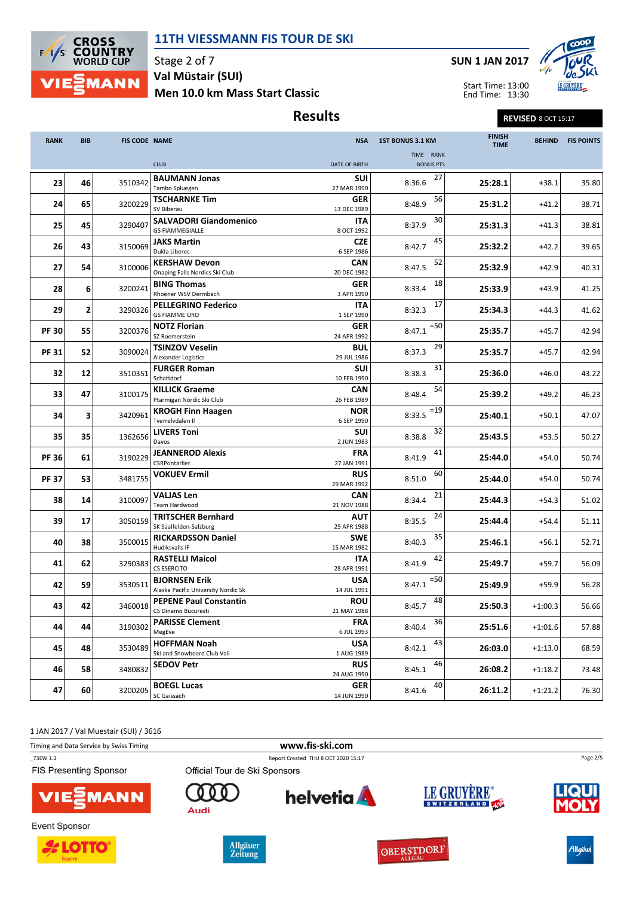# 11TH VIESSMANN FIS TOUR DE SKI

Stage 2 of 7

**Val Müstair (SUI)**

**Men 10.0 km Mass Start Classic**

**SUN 1 JAN 2017**

Start Time: 13:00
End Time: 13:30

## Results

**REVISED** 8 OCT 15:17

| RANK | BIB | FIS CODE | NAME / CLUB | NSA / DATE OF BIRTH | 1ST BONUS 3.1 KM TIME | RANK BONUS PTS | FINISH TIME | BEHIND | FIS POINTS |
|---|---|---|---|---|---|---|---|---|---|
| 23 | 46 | 3510342 | **BAUMANN Jonas** Tambo Spluegen | SUI 27 MAR 1990 | 8:36.6 | 27 | 25:28.1 | +38.1 | 35.80 |
| 24 | 65 | 3200229 | **TSCHARNKE Tim** SV Biberau | GER 13 DEC 1989 | 8:48.9 | 56 | 25:31.2 | +41.2 | 38.71 |
| 25 | 45 | 3290407 | **SALVADORI Giandomenico** GS FIAMMEGIALLE | ITA 8 OCT 1992 | 8:37.9 | 30 | 25:31.3 | +41.3 | 38.81 |
| 26 | 43 | 3150069 | **JAKS Martin** Dukla Liberec | CZE 6 SEP 1986 | 8:42.7 | 45 | 25:32.2 | +42.2 | 39.65 |
| 27 | 54 | 3100006 | **KERSHAW Devon** Onaping Falls Nordics Ski Club | CAN 20 DEC 1982 | 8:47.5 | 52 | 25:32.9 | +42.9 | 40.31 |
| 28 | 6 | 3200241 | **BING Thomas** Rhoener WSV Dermbach | GER 3 APR 1990 | 8:33.4 | 18 | 25:33.9 | +43.9 | 41.25 |
| 29 | 2 | 3290326 | **PELLEGRINO Federico** GS FIAMME ORO | ITA 1 SEP 1990 | 8:32.3 | 17 | 25:34.3 | +44.3 | 41.62 |
| PF 30 | 55 | 3200376 | **NOTZ Florian** SZ Roemerstein | GER 24 APR 1992 | 8:47.1 | =50 | 25:35.7 | +45.7 | 42.94 |
| PF 31 | 52 | 3090024 | **TSINZOV Veselin** Alexander Logistics | BUL 29 JUL 1986 | 8:37.3 | 29 | 25:35.7 | +45.7 | 42.94 |
| 32 | 12 | 3510351 | **FURGER Roman** Schattdorf | SUI 10 FEB 1990 | 8:38.3 | 31 | 25:36.0 | +46.0 | 43.22 |
| 33 | 47 | 3100175 | **KILLICK Graeme** Ptarmigan Nordic Ski Club | CAN 26 FEB 1989 | 8:48.4 | 54 | 25:39.2 | +49.2 | 46.23 |
| 34 | 3 | 3420961 | **KROGH Finn Haagen** Tverrelvdalen Il | NOR 6 SEP 1990 | 8:33.5 | =19 | 25:40.1 | +50.1 | 47.07 |
| 35 | 35 | 1362656 | **LIVERS Toni** Davos | SUI 2 JUN 1983 | 8:38.8 | 32 | 25:43.5 | +53.5 | 50.27 |
| PF 36 | 61 | 3190229 | **JEANNEROD Alexis** CSRPontarlier | FRA 27 JAN 1991 | 8:41.9 | 41 | 25:44.0 | +54.0 | 50.74 |
| PF 37 | 53 | 3481755 | **VOKUEV Ermil** | RUS 29 MAR 1992 | 8:51.0 | 60 | 25:44.0 | +54.0 | 50.74 |
| 38 | 14 | 3100097 | **VALJAS Len** Team Hardwood | CAN 21 NOV 1988 | 8:34.4 | 21 | 25:44.3 | +54.3 | 51.02 |
| 39 | 17 | 3050159 | **TRITSCHER Bernhard** SK Saalfelden-Salzburg | AUT 25 APR 1988 | 8:35.5 | 24 | 25:44.4 | +54.4 | 51.11 |
| 40 | 38 | 3500015 | **RICKARDSSON Daniel** Hudiksvalls IF | SWE 15 MAR 1982 | 8:40.3 | 35 | 25:46.1 | +56.1 | 52.71 |
| 41 | 62 | 3290383 | **RASTELLI Maicol** CS ESERCITO | ITA 28 APR 1991 | 8:41.9 | 42 | 25:49.7 | +59.7 | 56.09 |
| 42 | 59 | 3530511 | **BJORNSEN Erik** Alaska Pacific University Nordic Sk | USA 14 JUL 1991 | 8:47.1 | =50 | 25:49.9 | +59.9 | 56.28 |
| 43 | 42 | 3460018 | **PEPENE Paul Constantin** CS Dinamo Bucuresti | ROU 21 MAY 1988 | 8:45.7 | 48 | 25:50.3 | +1:00.3 | 56.66 |
| 44 | 44 | 3190302 | **PARISSE Clement** MegEve | FRA 6 JUL 1993 | 8:40.4 | 36 | 25:51.6 | +1:01.6 | 57.88 |
| 45 | 48 | 3530489 | **HOFFMAN Noah** Ski and Snowboard Club Vail | USA 1 AUG 1989 | 8:42.1 | 43 | 26:03.0 | +1:13.0 | 68.59 |
| 46 | 58 | 3480832 | **SEDOV Petr** | RUS 24 AUG 1990 | 8:45.1 | 46 | 26:08.2 | +1:18.2 | 73.48 |
| 47 | 60 | 3200205 | **BOEGL Lucas** SC Gaissach | GER 14 JUN 1990 | 8:41.6 | 40 | 26:11.2 | +1:21.2 | 76.30 |

1 JAN 2017 / Val Muestair (SUI) / 3616

Timing and Data Service by Swiss Timing

www.fis-ski.com

_73EW 1.2

Report Created THU 8 OCT 2020 15:17

FIS Presenting Sponsor

Official Tour de Ski Sponsors

Event Sponsor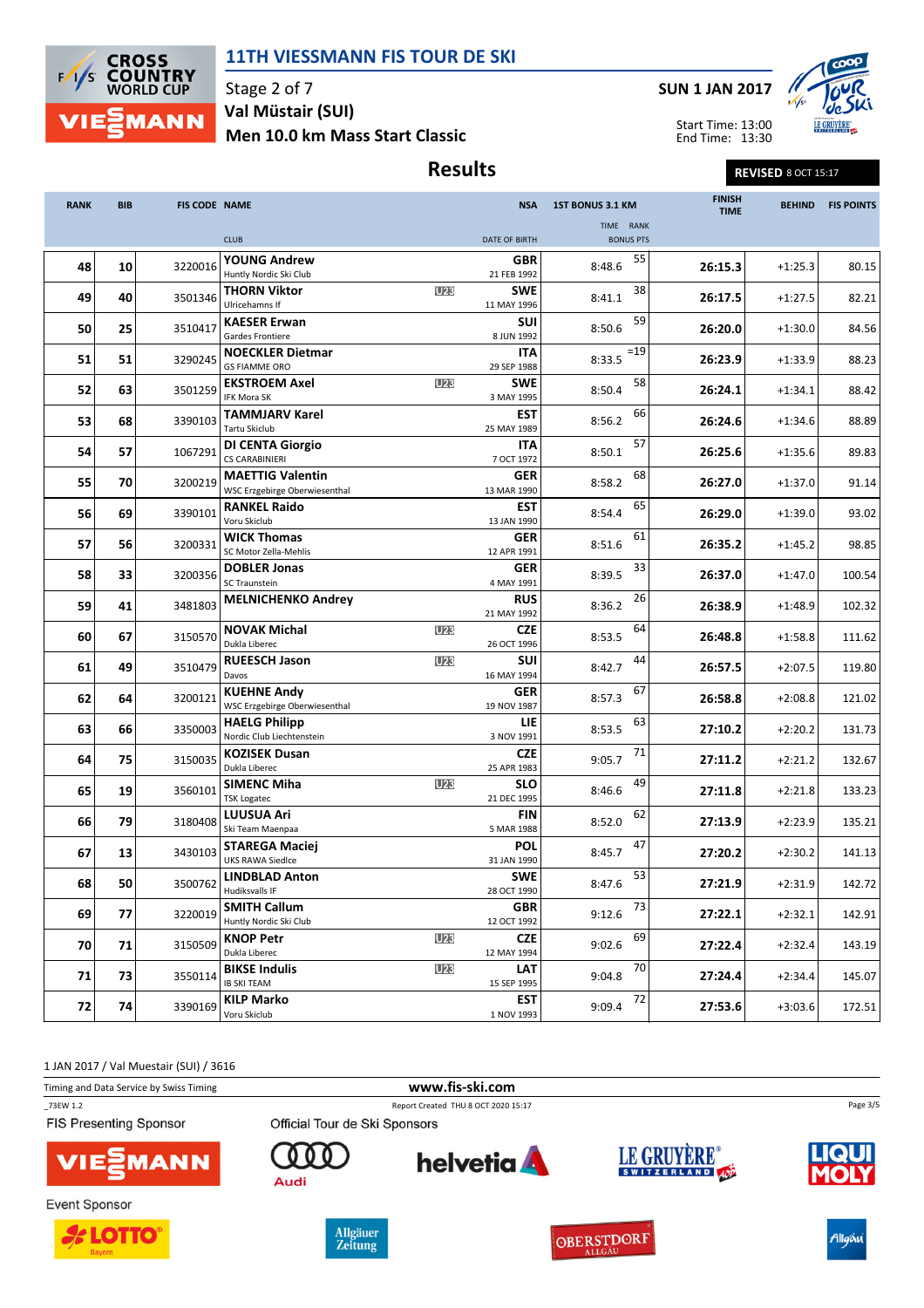# 11TH VIESSMANN FIS TOUR DE SKI

Stage 2 of 7
**Val Müstair (SUI)**
**Men 10.0 km Mass Start Classic**

**SUN 1 JAN 2017**

Start Time: 13:00
End Time: 13:30

## Results

**REVISED** 8 OCT 15:17

| RANK | BIB | FIS CODE | NAME / CLUB | | NSA / DATE OF BIRTH | 1ST BONUS 3.1 KM TIME | RANK / BONUS PTS | FINISH TIME | BEHIND | FIS POINTS |
|---|---|---|---|---|---|---|---|---|---|---|
| 48 | 10 | 3220016 | **YOUNG Andrew** Huntly Nordic Ski Club | | **GBR** 21 FEB 1992 | 8:48.6 | 55 | **26:15.3** | +1:25.3 | 80.15 |
| 49 | 40 | 3501346 | **THORN Viktor** Ulricehamns If | U23 | **SWE** 11 MAY 1996 | 8:41.1 | 38 | **26:17.5** | +1:27.5 | 82.21 |
| 50 | 25 | 3510417 | **KAESER Erwan** Gardes Frontiere | | **SUI** 8 JUN 1992 | 8:50.6 | 59 | **26:20.0** | +1:30.0 | 84.56 |
| 51 | 51 | 3290245 | **NOECKLER Dietmar** GS FIAMME ORO | | **ITA** 29 SEP 1988 | 8:33.5 | =19 | **26:23.9** | +1:33.9 | 88.23 |
| 52 | 63 | 3501259 | **EKSTROEM Axel** IFK Mora SK | U23 | **SWE** 3 MAY 1995 | 8:50.4 | 58 | **26:24.1** | +1:34.1 | 88.42 |
| 53 | 68 | 3390103 | **TAMMJARV Karel** Tartu Skiclub | | **EST** 25 MAY 1989 | 8:56.2 | 66 | **26:24.6** | +1:34.6 | 88.89 |
| 54 | 57 | 1067291 | **DI CENTA Giorgio** CS CARABINIERI | | **ITA** 7 OCT 1972 | 8:50.1 | 57 | **26:25.6** | +1:35.6 | 89.83 |
| 55 | 70 | 3200219 | **MAETTIG Valentin** WSC Erzgebirge Oberwiesenthal | | **GER** 13 MAR 1990 | 8:58.2 | 68 | **26:27.0** | +1:37.0 | 91.14 |
| 56 | 69 | 3390101 | **RANKEL Raido** Voru Skiclub | | **EST** 13 JAN 1990 | 8:54.4 | 65 | **26:29.0** | +1:39.0 | 93.02 |
| 57 | 56 | 3200331 | **WICK Thomas** SC Motor Zella-Mehlis | | **GER** 12 APR 1991 | 8:51.6 | 61 | **26:35.2** | +1:45.2 | 98.85 |
| 58 | 33 | 3200356 | **DOBLER Jonas** SC Traunstein | | **GER** 4 MAY 1991 | 8:39.5 | 33 | **26:37.0** | +1:47.0 | 100.54 |
| 59 | 41 | 3481803 | **MELNICHENKO Andrey** | | **RUS** 21 MAY 1992 | 8:36.2 | 26 | **26:38.9** | +1:48.9 | 102.32 |
| 60 | 67 | 3150570 | **NOVAK Michal** Dukla Liberec | U23 | **CZE** 26 OCT 1996 | 8:53.5 | 64 | **26:48.8** | +1:58.8 | 111.62 |
| 61 | 49 | 3510479 | **RUEESCH Jason** Davos | U23 | **SUI** 16 MAY 1994 | 8:42.7 | 44 | **26:57.5** | +2:07.5 | 119.80 |
| 62 | 64 | 3200121 | **KUEHNE Andy** WSC Erzgebirge Oberwiesenthal | | **GER** 19 NOV 1987 | 8:57.3 | 67 | **26:58.8** | +2:08.8 | 121.02 |
| 63 | 66 | 3350003 | **HAELG Philipp** Nordic Club Liechtenstein | | **LIE** 3 NOV 1991 | 8:53.5 | 63 | **27:10.2** | +2:20.2 | 131.73 |
| 64 | 75 | 3150035 | **KOZISEK Dusan** Dukla Liberec | | **CZE** 25 APR 1983 | 9:05.7 | 71 | **27:11.2** | +2:21.2 | 132.67 |
| 65 | 19 | 3560101 | **SIMENC Miha** TSK Logatec | U23 | **SLO** 21 DEC 1995 | 8:46.6 | 49 | **27:11.8** | +2:21.8 | 133.23 |
| 66 | 79 | 3180408 | **LUUSUA Ari** Ski Team Maenpaa | | **FIN** 5 MAR 1988 | 8:52.0 | 62 | **27:13.9** | +2:23.9 | 135.21 |
| 67 | 13 | 3430103 | **STAREGA Maciej** UKS RAWA Siedlce | | **POL** 31 JAN 1990 | 8:45.7 | 47 | **27:20.2** | +2:30.2 | 141.13 |
| 68 | 50 | 3500762 | **LINDBLAD Anton** Hudiksvalls IF | | **SWE** 28 OCT 1990 | 8:47.6 | 53 | **27:21.9** | +2:31.9 | 142.72 |
| 69 | 77 | 3220019 | **SMITH Callum** Huntly Nordic Ski Club | | **GBR** 12 OCT 1992 | 9:12.6 | 73 | **27:22.1** | +2:32.1 | 142.91 |
| 70 | 71 | 3150509 | **KNOP Petr** Dukla Liberec | U23 | **CZE** 12 MAY 1994 | 9:02.6 | 69 | **27:22.4** | +2:32.4 | 143.19 |
| 71 | 73 | 3550114 | **BIKSE Indulis** IB SKI TEAM | U23 | **LAT** 15 SEP 1995 | 9:04.8 | 70 | **27:24.4** | +2:34.4 | 145.07 |
| 72 | 74 | 3390169 | **KILP Marko** Voru Skiclub | | **EST** 1 NOV 1993 | 9:09.4 | 72 | **27:53.6** | +3:03.6 | 172.51 |

1 JAN 2017 / Val Muestair (SUI) / 3616

Timing and Data Service by Swiss Timing — www.fis-ski.com

_73EW 1.2 — Report Created THU 8 OCT 2020 15:17

FIS Presenting Sponsor: VIESSMANN
Official Tour de Ski Sponsors: Audi, helvetia, LE GRUYÈRE SWITZERLAND AOP, LIQUI MOLY
Event Sponsor: LOTTO Bayern, Allgäuer Zeitung, OBERSTDORF ALLGÄU, Allgäu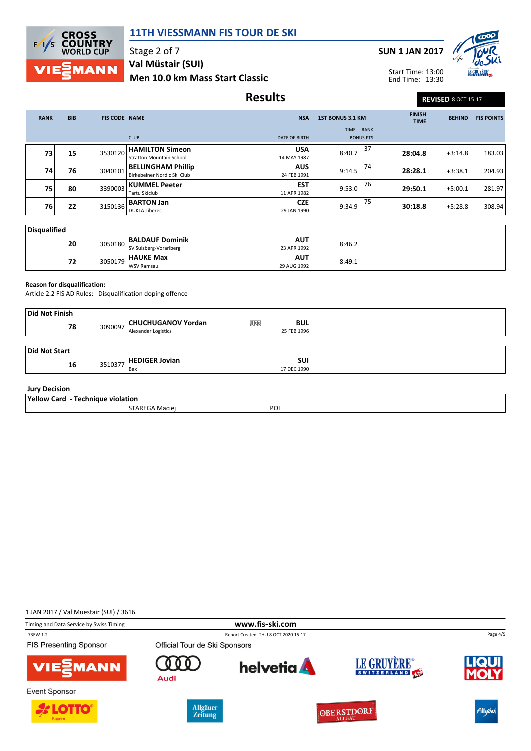# 11TH VIESSMANN FIS TOUR DE SKI

Stage 2 of 7
**Val Müstair (SUI)**
**Men 10.0 km Mass Start Classic**

**SUN 1 JAN 2017**

Start Time: 13:00
End Time: 13:30

## Results

**REVISED** 8 OCT 15:17

| RANK | BIB | FIS CODE | NAME / CLUB | NSA / DATE OF BIRTH | 1ST BONUS 3.1 KM TIME | RANK / BONUS PTS | FINISH TIME | BEHIND | FIS POINTS |
|---|---|---|---|---|---|---|---|---|---|
| 73 | 15 | 3530120 | **HAMILTON Simeon** Stratton Mountain School | **USA** 14 MAY 1987 | 8:40.7 | 37 | **28:04.8** | +3:14.8 | 183.03 |
| 74 | 76 | 3040101 | **BELLINGHAM Phillip** Birkebeiner Nordic Ski Club | **AUS** 24 FEB 1991 | 9:14.5 | 74 | **28:28.1** | +3:38.1 | 204.93 |
| 75 | 80 | 3390003 | **KUMMEL Peeter** Tartu Skiclub | **EST** 11 APR 1982 | 9:53.0 | 76 | **29:50.1** | +5:00.1 | 281.97 |
| 76 | 22 | 3150136 | **BARTON Jan** DUKLA Liberec | **CZE** 29 JAN 1990 | 9:34.9 | 75 | **30:18.8** | +5:28.8 | 308.94 |

**Disqualified**

| BIB | FIS CODE | NAME / CLUB | NSA / DATE OF BIRTH | 1ST BONUS 3.1 KM TIME |
|---|---|---|---|---|
| 20 | 3050180 | **BALDAUF Dominik** SV Sulzberg-Vorarlberg | **AUT** 23 APR 1992 | 8:46.2 |
| 72 | 3050179 | **HAUKE Max** WSV Ramsau | **AUT** 29 AUG 1992 | 8:49.1 |

**Reason for disqualification:**
Article 2.2 FIS AD Rules: Disqualification doping offence

**Did Not Finish**

| BIB | FIS CODE | NAME / CLUB | | NSA / DATE OF BIRTH |
|---|---|---|---|---|
| 78 | 3090097 | **CHUCHUGANOV Yordan** Alexander Logistics | U23 | **BUL** 25 FEB 1996 |

**Did Not Start**

| BIB | FIS CODE | NAME / CLUB | NSA / DATE OF BIRTH |
|---|---|---|---|
| 16 | 3510377 | **HEDIGER Jovian** Bex | **SUI** 17 DEC 1990 |

**Jury Decision**

**Yellow Card - Technique violation**

STAREGA Maciej — POL

1 JAN 2017 / Val Muestair (SUI) / 3616

Timing and Data Service by Swiss Timing — www.fis-ski.com

_73EW 1.2 — Report Created THU 8 OCT 2020 15:17

FIS Presenting Sponsor — Official Tour de Ski Sponsors

Event Sponsor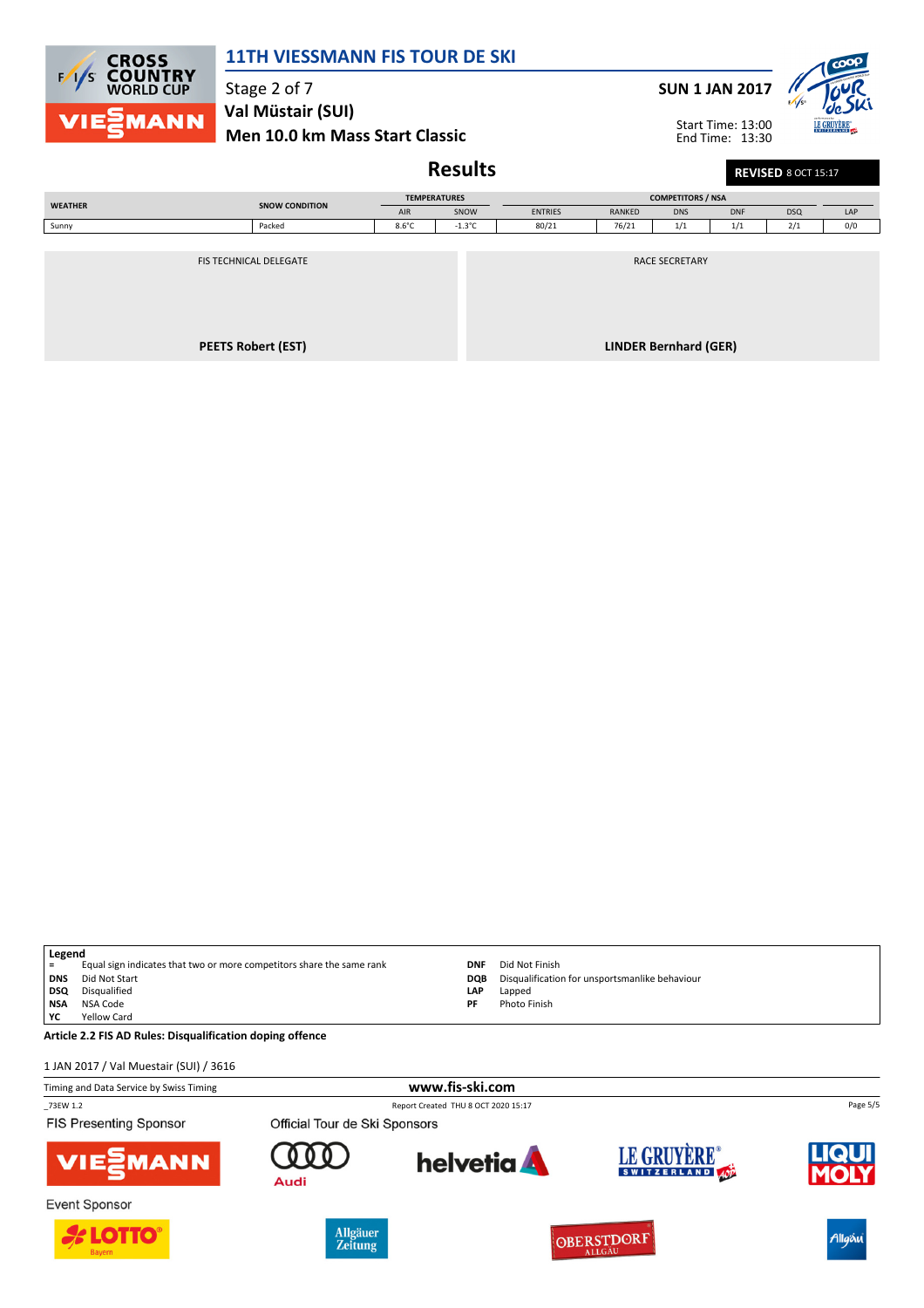# 11TH VIESSMANN FIS TOUR DE SKI

Stage 2 of 7

**Val Müstair (SUI)**

**Men 10.0 km Mass Start Classic**

**SUN 1 JAN 2017**

Start Time: 13:00
End Time: 13:30

## Results

**REVISED** 8 OCT 15:17

| WEATHER | SNOW CONDITION | TEMPERATURES | | COMPETITORS / NSA | | | | | |
|---|---|---|---|---|---|---|---|---|---|
| | | AIR | SNOW | ENTRIES | RANKED | DNS | DNF | DSQ | LAP |
| Sunny | Packed | 8.6°C | -1.3°C | 80/21 | 76/21 | 1/1 | 1/1 | 2/1 | 0/0 |

| FIS TECHNICAL DELEGATE | RACE SECRETARY |
|---|---|
| **PEETS Robert (EST)** | **LINDER Bernhard (GER)** |

**Legend**

| | | | |
|---|---|---|---|
| = | Equal sign indicates that two or more competitors share the same rank | **DNF** | Did Not Finish |
| **DNS** | Did Not Start | **DQB** | Disqualification for unsportsmanlike behaviour |
| **DSQ** | Disqualified | **LAP** | Lapped |
| **NSA** | NSA Code | **PF** | Photo Finish |
| **YC** | Yellow Card | | |

**Article 2.2 FIS AD Rules: Disqualification doping offence**

1 JAN 2017 / Val Muestair (SUI) / 3616

Timing and Data Service by Swiss Timing

**www.fis-ski.com**

_73EW 1.2

Report Created THU 8 OCT 2020 15:17

FIS Presenting Sponsor

Official Tour de Ski Sponsors

Event Sponsor